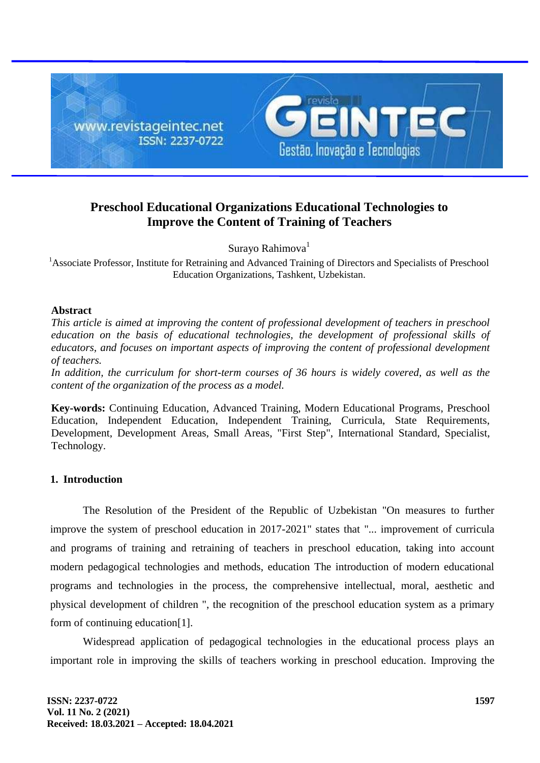# Preschool Educational Organizations Educational Technologies to Improve the Content of Training of Teachers

Surayo Rahimova[1]

[1]Associate Professor, Institute for Retraining and Advanced Training of Directors and Specialists of Preschool Education Organizations, Tashkent, Uzbekistan.

**Abstract**

*This article is aimed at improving the content of professional development of teachers in preschool education on the basis of educational technologies, the development of professional skills of educators, and focuses on important aspects of improving the content of professional development of teachers.*

*In addition, the curriculum for short-term courses of 36 hours is widely covered, as well as the content of the organization of the process as a model.*

**Key-words:** Continuing Education, Advanced Training, Modern Educational Programs, Preschool Education, Independent Education, Independent Training, Curricula, State Requirements, Development, Development Areas, Small Areas, "First Step", International Standard, Specialist, Technology.

## 1. Introduction

The Resolution of the President of the Republic of Uzbekistan "On measures to further improve the system of preschool education in 2017-2021" states that "... improvement of curricula and programs of training and retraining of teachers in preschool education, taking into account modern pedagogical technologies and methods, education The introduction of modern educational programs and technologies in the process, the comprehensive intellectual, moral, aesthetic and physical development of children ", the recognition of the preschool education system as a primary form of continuing education[1].

Widespread application of pedagogical technologies in the educational process plays an important role in improving the skills of teachers working in preschool education. Improving the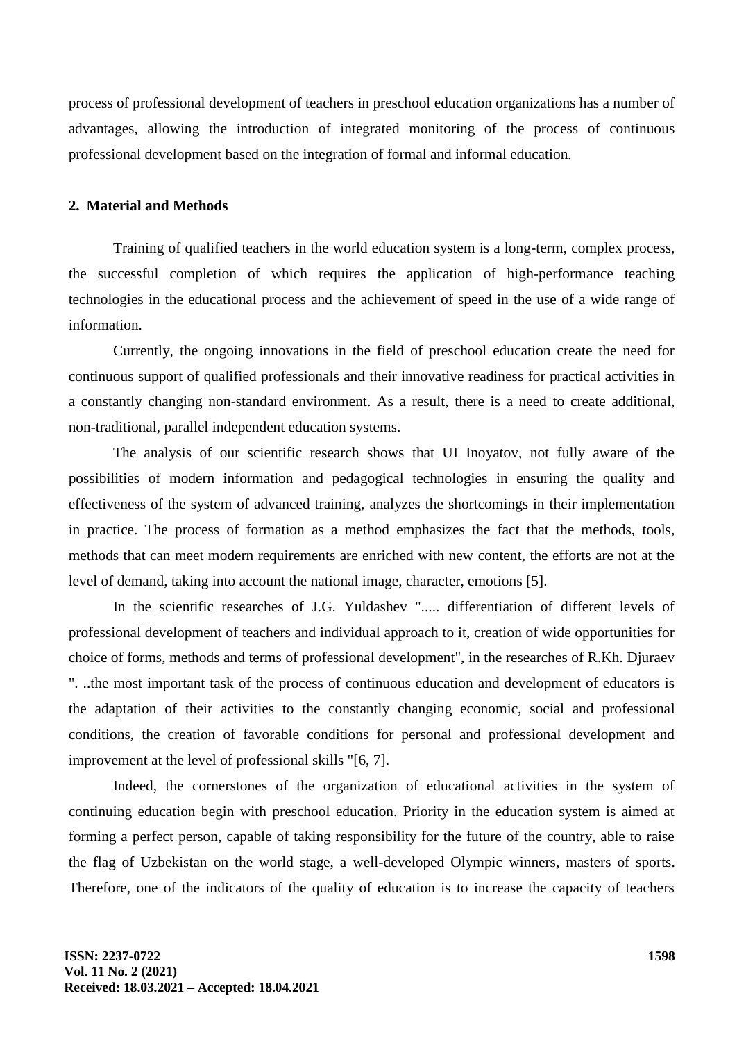process of professional development of teachers in preschool education organizations has a number of advantages, allowing the introduction of integrated monitoring of the process of continuous professional development based on the integration of formal and informal education.

## 2. Material and Methods

Training of qualified teachers in the world education system is a long-term, complex process, the successful completion of which requires the application of high-performance teaching technologies in the educational process and the achievement of speed in the use of a wide range of information.

Currently, the ongoing innovations in the field of preschool education create the need for continuous support of qualified professionals and their innovative readiness for practical activities in a constantly changing non-standard environment. As a result, there is a need to create additional, non-traditional, parallel independent education systems.

The analysis of our scientific research shows that UI Inoyatov, not fully aware of the possibilities of modern information and pedagogical technologies in ensuring the quality and effectiveness of the system of advanced training, analyzes the shortcomings in their implementation in practice. The process of formation as a method emphasizes the fact that the methods, tools, methods that can meet modern requirements are enriched with new content, the efforts are not at the level of demand, taking into account the national image, character, emotions [5].

In the scientific researches of J.G. Yuldashev "..... differentiation of different levels of professional development of teachers and individual approach to it, creation of wide opportunities for choice of forms, methods and terms of professional development", in the researches of R.Kh. Djuraev ". ..the most important task of the process of continuous education and development of educators is the adaptation of their activities to the constantly changing economic, social and professional conditions, the creation of favorable conditions for personal and professional development and improvement at the level of professional skills "[6, 7].

Indeed, the cornerstones of the organization of educational activities in the system of continuing education begin with preschool education. Priority in the education system is aimed at forming a perfect person, capable of taking responsibility for the future of the country, able to raise the flag of Uzbekistan on the world stage, a well-developed Olympic winners, masters of sports. Therefore, one of the indicators of the quality of education is to increase the capacity of teachers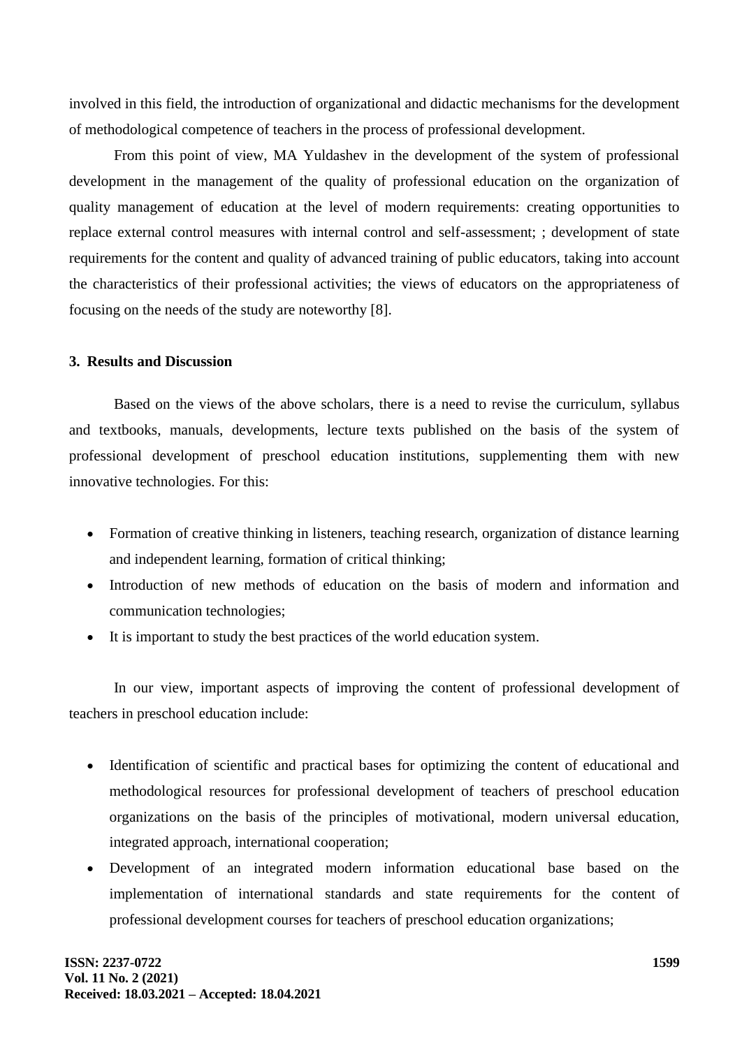involved in this field, the introduction of organizational and didactic mechanisms for the development of methodological competence of teachers in the process of professional development.

From this point of view, MA Yuldashev in the development of the system of professional development in the management of the quality of professional education on the organization of quality management of education at the level of modern requirements: creating opportunities to replace external control measures with internal control and self-assessment; ; development of state requirements for the content and quality of advanced training of public educators, taking into account the characteristics of their professional activities; the views of educators on the appropriateness of focusing on the needs of the study are noteworthy [8].

## 3. Results and Discussion

Based on the views of the above scholars, there is a need to revise the curriculum, syllabus and textbooks, manuals, developments, lecture texts published on the basis of the system of professional development of preschool education institutions, supplementing them with new innovative technologies. For this:

- Formation of creative thinking in listeners, teaching research, organization of distance learning and independent learning, formation of critical thinking;
- Introduction of new methods of education on the basis of modern and information and communication technologies;
- It is important to study the best practices of the world education system.

In our view, important aspects of improving the content of professional development of teachers in preschool education include:

- Identification of scientific and practical bases for optimizing the content of educational and methodological resources for professional development of teachers of preschool education organizations on the basis of the principles of motivational, modern universal education, integrated approach, international cooperation;
- Development of an integrated modern information educational base based on the implementation of international standards and state requirements for the content of professional development courses for teachers of preschool education organizations;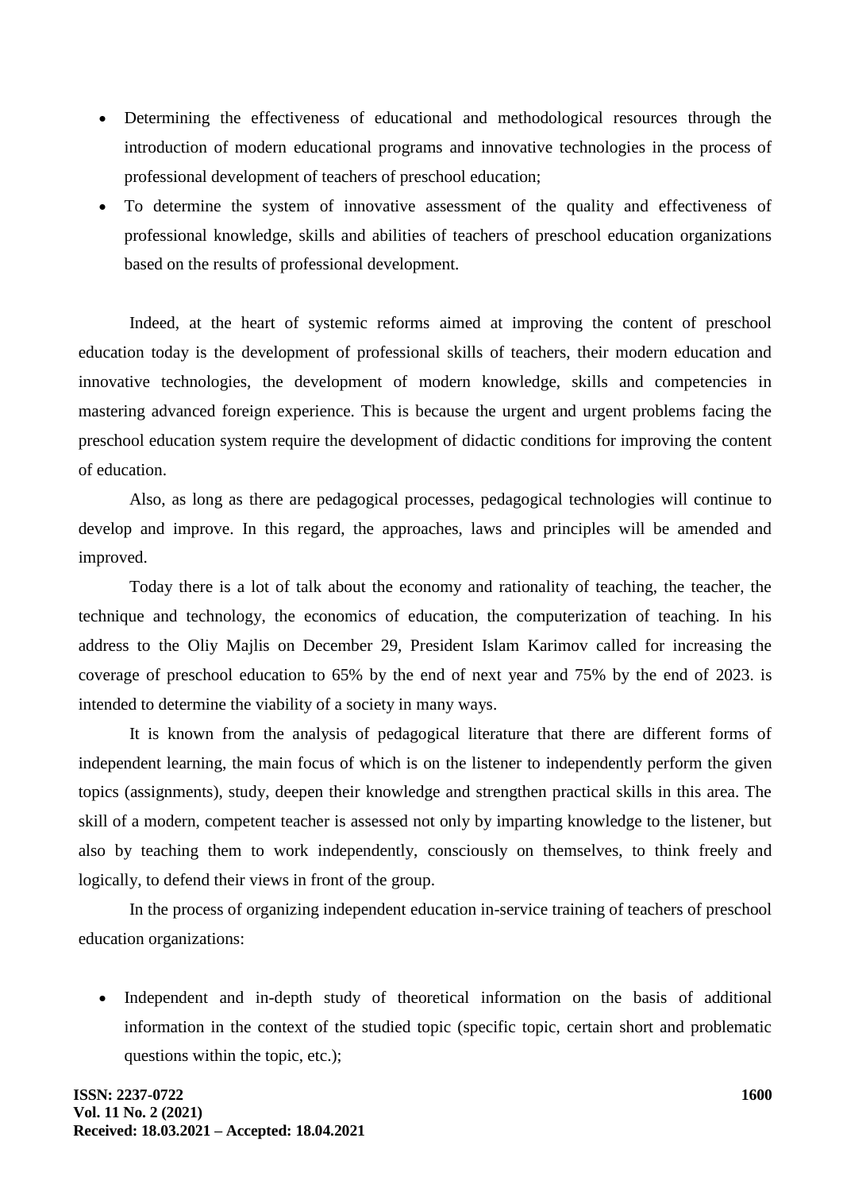- Determining the effectiveness of educational and methodological resources through the introduction of modern educational programs and innovative technologies in the process of professional development of teachers of preschool education;
- To determine the system of innovative assessment of the quality and effectiveness of professional knowledge, skills and abilities of teachers of preschool education organizations based on the results of professional development.

Indeed, at the heart of systemic reforms aimed at improving the content of preschool education today is the development of professional skills of teachers, their modern education and innovative technologies, the development of modern knowledge, skills and competencies in mastering advanced foreign experience. This is because the urgent and urgent problems facing the preschool education system require the development of didactic conditions for improving the content of education.

Also, as long as there are pedagogical processes, pedagogical technologies will continue to develop and improve. In this regard, the approaches, laws and principles will be amended and improved.

Today there is a lot of talk about the economy and rationality of teaching, the teacher, the technique and technology, the economics of education, the computerization of teaching. In his address to the Oliy Majlis on December 29, President Islam Karimov called for increasing the coverage of preschool education to 65% by the end of next year and 75% by the end of 2023. is intended to determine the viability of a society in many ways.

It is known from the analysis of pedagogical literature that there are different forms of independent learning, the main focus of which is on the listener to independently perform the given topics (assignments), study, deepen their knowledge and strengthen practical skills in this area. The skill of a modern, competent teacher is assessed not only by imparting knowledge to the listener, but also by teaching them to work independently, consciously on themselves, to think freely and logically, to defend their views in front of the group.

In the process of organizing independent education in-service training of teachers of preschool education organizations:

- Independent and in-depth study of theoretical information on the basis of additional information in the context of the studied topic (specific topic, certain short and problematic questions within the topic, etc.);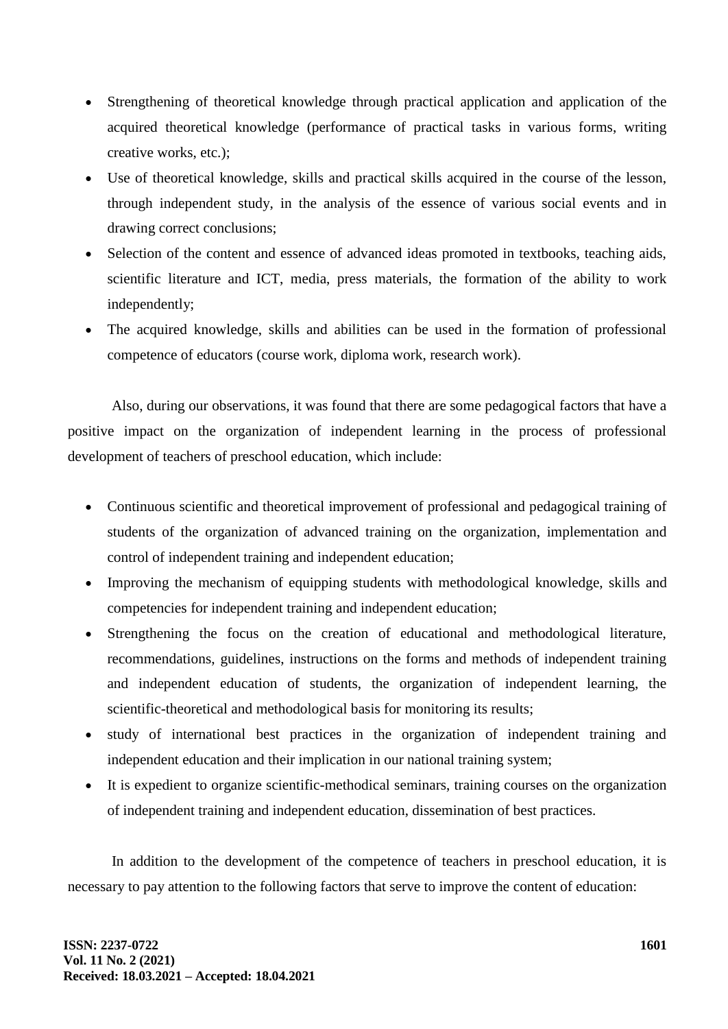- Strengthening of theoretical knowledge through practical application and application of the acquired theoretical knowledge (performance of practical tasks in various forms, writing creative works, etc.);
- Use of theoretical knowledge, skills and practical skills acquired in the course of the lesson, through independent study, in the analysis of the essence of various social events and in drawing correct conclusions;
- Selection of the content and essence of advanced ideas promoted in textbooks, teaching aids, scientific literature and ICT, media, press materials, the formation of the ability to work independently;
- The acquired knowledge, skills and abilities can be used in the formation of professional competence of educators (course work, diploma work, research work).

Also, during our observations, it was found that there are some pedagogical factors that have a positive impact on the organization of independent learning in the process of professional development of teachers of preschool education, which include:

- Continuous scientific and theoretical improvement of professional and pedagogical training of students of the organization of advanced training on the organization, implementation and control of independent training and independent education;
- Improving the mechanism of equipping students with methodological knowledge, skills and competencies for independent training and independent education;
- Strengthening the focus on the creation of educational and methodological literature, recommendations, guidelines, instructions on the forms and methods of independent training and independent education of students, the organization of independent learning, the scientific-theoretical and methodological basis for monitoring its results;
- study of international best practices in the organization of independent training and independent education and their implication in our national training system;
- It is expedient to organize scientific-methodical seminars, training courses on the organization of independent training and independent education, dissemination of best practices.

In addition to the development of the competence of teachers in preschool education, it is necessary to pay attention to the following factors that serve to improve the content of education: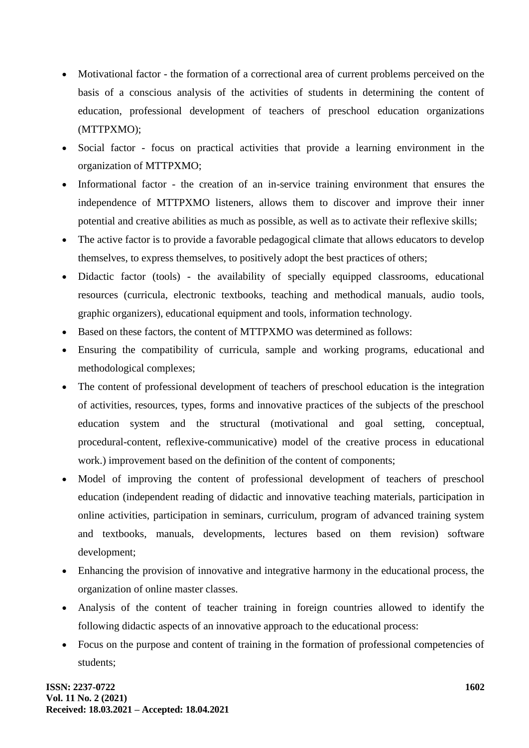- Motivational factor - the formation of a correctional area of current problems perceived on the basis of a conscious analysis of the activities of students in determining the content of education, professional development of teachers of preschool education organizations (MTTPXMO);
- Social factor - focus on practical activities that provide a learning environment in the organization of MTTPXMO;
- Informational factor - the creation of an in-service training environment that ensures the independence of MTTPXMO listeners, allows them to discover and improve their inner potential and creative abilities as much as possible, as well as to activate their reflexive skills;
- The active factor is to provide a favorable pedagogical climate that allows educators to develop themselves, to express themselves, to positively adopt the best practices of others;
- Didactic factor (tools) - the availability of specially equipped classrooms, educational resources (curricula, electronic textbooks, teaching and methodical manuals, audio tools, graphic organizers), educational equipment and tools, information technology.
- Based on these factors, the content of MTTPXMO was determined as follows:
- Ensuring the compatibility of curricula, sample and working programs, educational and methodological complexes;
- The content of professional development of teachers of preschool education is the integration of activities, resources, types, forms and innovative practices of the subjects of the preschool education system and the structural (motivational and goal setting, conceptual, procedural-content, reflexive-communicative) model of the creative process in educational work.) improvement based on the definition of the content of components;
- Model of improving the content of professional development of teachers of preschool education (independent reading of didactic and innovative teaching materials, participation in online activities, participation in seminars, curriculum, program of advanced training system and textbooks, manuals, developments, lectures based on them revision) software development;
- Enhancing the provision of innovative and integrative harmony in the educational process, the organization of online master classes.
- Analysis of the content of teacher training in foreign countries allowed to identify the following didactic aspects of an innovative approach to the educational process:
- Focus on the purpose and content of training in the formation of professional competencies of students;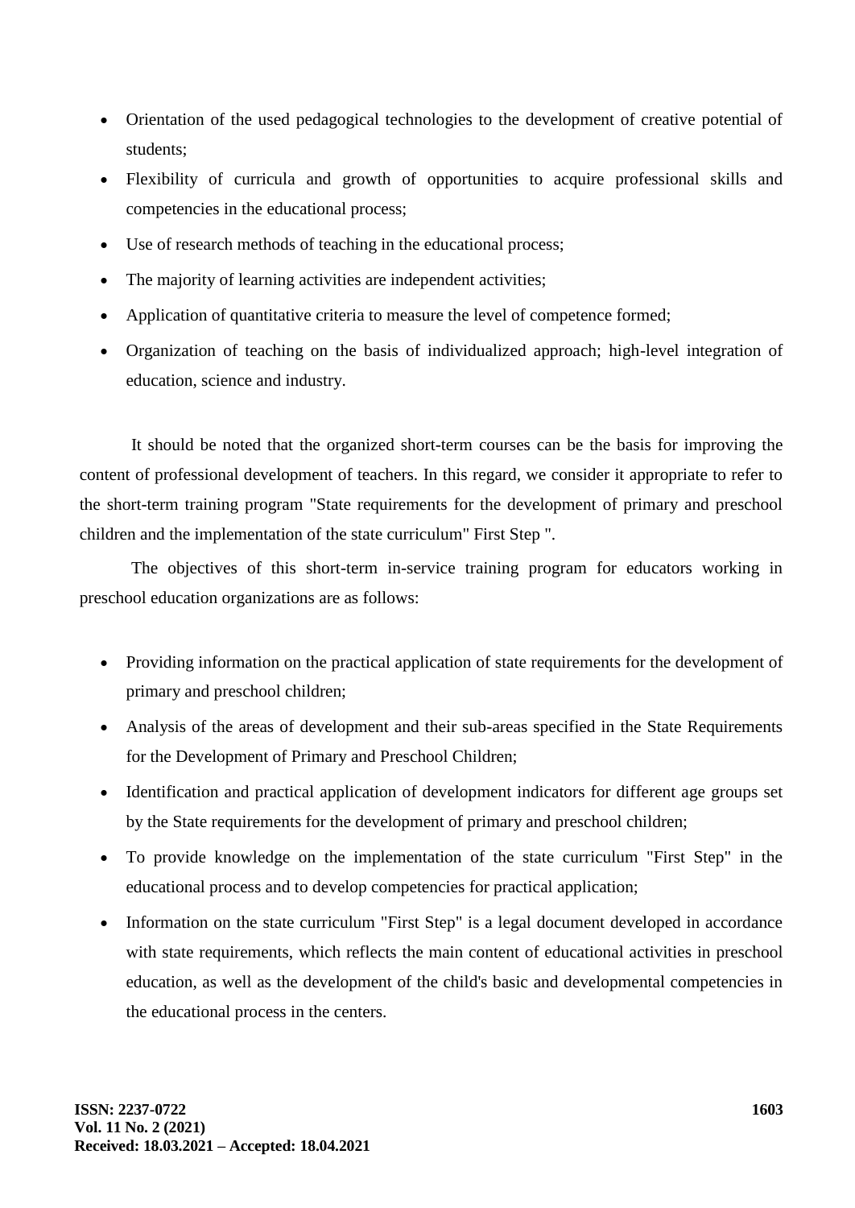- Orientation of the used pedagogical technologies to the development of creative potential of students;
- Flexibility of curricula and growth of opportunities to acquire professional skills and competencies in the educational process;
- Use of research methods of teaching in the educational process;
- The majority of learning activities are independent activities;
- Application of quantitative criteria to measure the level of competence formed;
- Organization of teaching on the basis of individualized approach; high-level integration of education, science and industry.

It should be noted that the organized short-term courses can be the basis for improving the content of professional development of teachers. In this regard, we consider it appropriate to refer to the short-term training program "State requirements for the development of primary and preschool children and the implementation of the state curriculum" First Step ".

The objectives of this short-term in-service training program for educators working in preschool education organizations are as follows:

- Providing information on the practical application of state requirements for the development of primary and preschool children;
- Analysis of the areas of development and their sub-areas specified in the State Requirements for the Development of Primary and Preschool Children;
- Identification and practical application of development indicators for different age groups set by the State requirements for the development of primary and preschool children;
- To provide knowledge on the implementation of the state curriculum "First Step" in the educational process and to develop competencies for practical application;
- Information on the state curriculum "First Step" is a legal document developed in accordance with state requirements, which reflects the main content of educational activities in preschool education, as well as the development of the child's basic and developmental competencies in the educational process in the centers.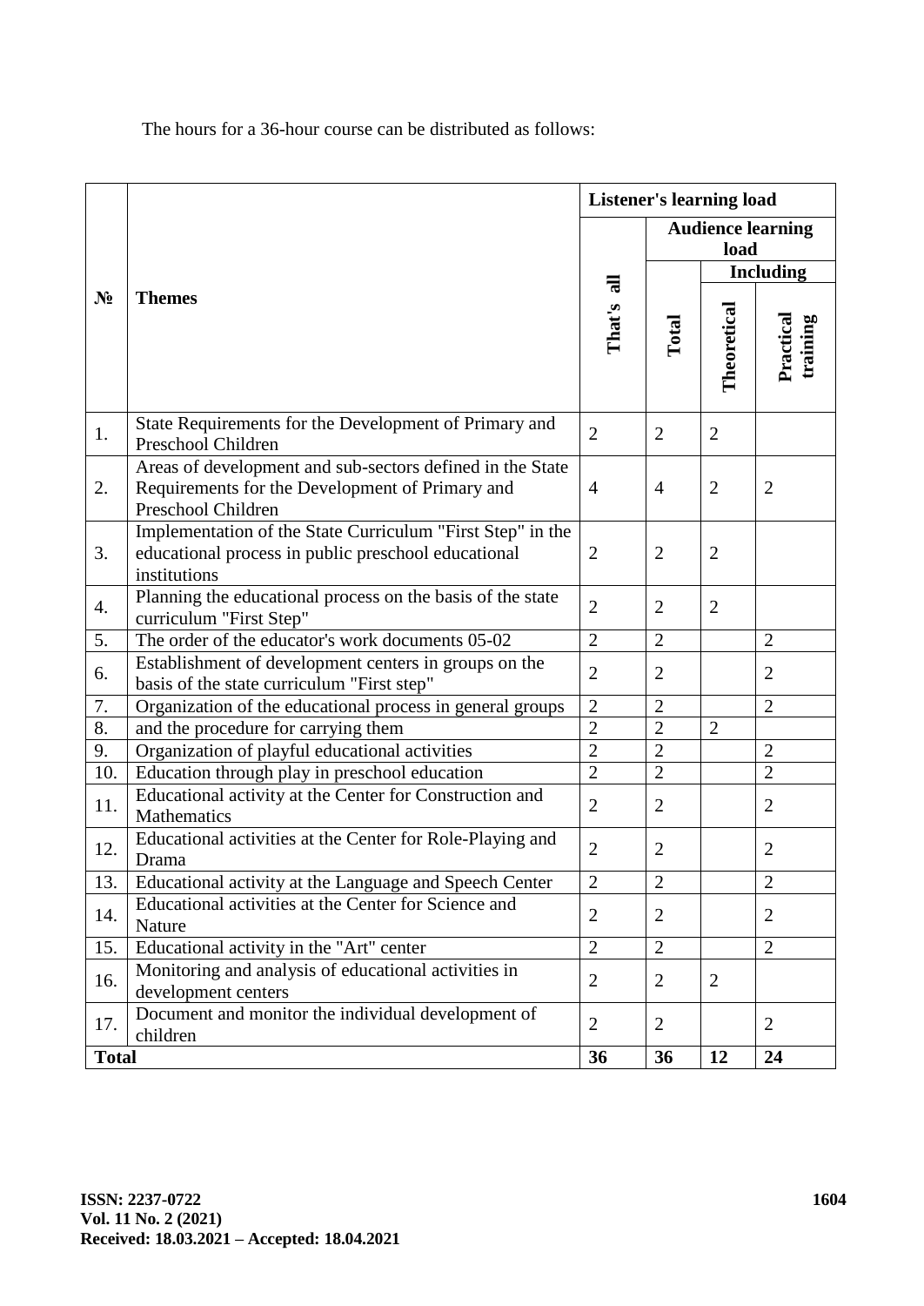The hours for a 36-hour course can be distributed as follows:

| № | Themes | Listener's learning load | | | |
|---|---|---|---|---|---|
| | | That's all | Audience learning load | | |
| | | | Total | Including | |
| | | | | Theoretical | Practical training |
| 1. | State Requirements for the Development of Primary and Preschool Children | 2 | 2 | 2 | |
| 2. | Areas of development and sub-sectors defined in the State Requirements for the Development of Primary and Preschool Children | 4 | 4 | 2 | 2 |
| 3. | Implementation of the State Curriculum "First Step" in the educational process in public preschool educational institutions | 2 | 2 | 2 | |
| 4. | Planning the educational process on the basis of the state curriculum "First Step" | 2 | 2 | 2 | |
| 5. | The order of the educator's work documents 05-02 | 2 | 2 | | 2 |
| 6. | Establishment of development centers in groups on the basis of the state curriculum "First step" | 2 | 2 | | 2 |
| 7. | Organization of the educational process in general groups | 2 | 2 | | 2 |
| 8. | and the procedure for carrying them | 2 | 2 | 2 | |
| 9. | Organization of playful educational activities | 2 | 2 | | 2 |
| 10. | Education through play in preschool education | 2 | 2 | | 2 |
| 11. | Educational activity at the Center for Construction and Mathematics | 2 | 2 | | 2 |
| 12. | Educational activities at the Center for Role-Playing and Drama | 2 | 2 | | 2 |
| 13. | Educational activity at the Language and Speech Center | 2 | 2 | | 2 |
| 14. | Educational activities at the Center for Science and Nature | 2 | 2 | | 2 |
| 15. | Educational activity in the "Art" center | 2 | 2 | | 2 |
| 16. | Monitoring and analysis of educational activities in development centers | 2 | 2 | 2 | |
| 17. | Document and monitor the individual development of children | 2 | 2 | | 2 |
| **Total** | | **36** | **36** | **12** | **24** |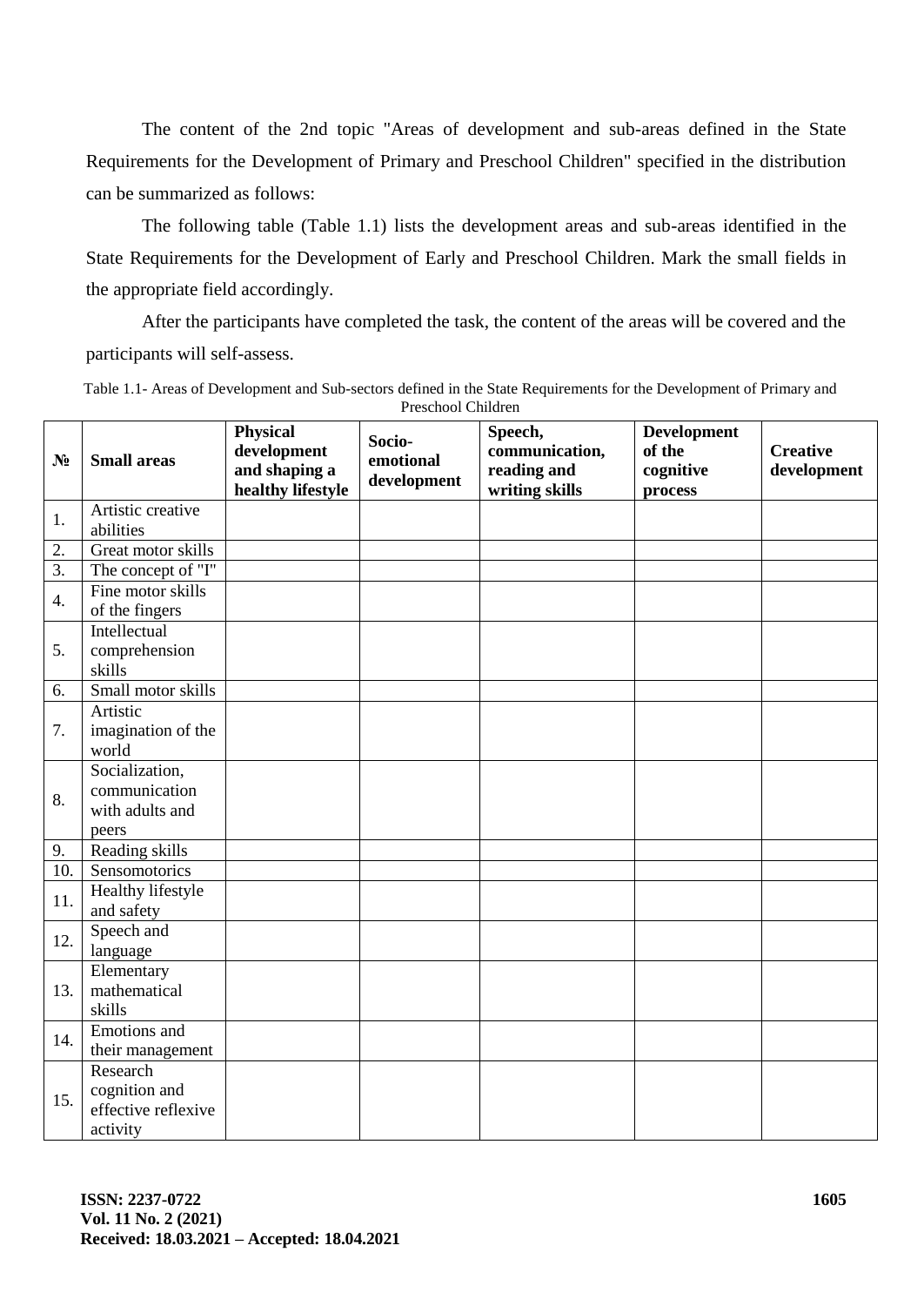The content of the 2nd topic "Areas of development and sub-areas defined in the State Requirements for the Development of Primary and Preschool Children" specified in the distribution can be summarized as follows:

The following table (Table 1.1) lists the development areas and sub-areas identified in the State Requirements for the Development of Early and Preschool Children. Mark the small fields in the appropriate field accordingly.

After the participants have completed the task, the content of the areas will be covered and the participants will self-assess.

Table 1.1- Areas of Development and Sub-sectors defined in the State Requirements for the Development of Primary and Preschool Children

| № | Small areas | Physical development and shaping a healthy lifestyle | Socio-emotional development | Speech, communication, reading and writing skills | Development of the cognitive process | Creative development |
|---|---|---|---|---|---|---|
| 1. | Artistic creative abilities | | | | | |
| 2. | Great motor skills | | | | | |
| 3. | The concept of "I" | | | | | |
| 4. | Fine motor skills of the fingers | | | | | |
| 5. | Intellectual comprehension skills | | | | | |
| 6. | Small motor skills | | | | | |
| 7. | Artistic imagination of the world | | | | | |
| 8. | Socialization, communication with adults and peers | | | | | |
| 9. | Reading skills | | | | | |
| 10. | Sensomotorics | | | | | |
| 11. | Healthy lifestyle and safety | | | | | |
| 12. | Speech and language | | | | | |
| 13. | Elementary mathematical skills | | | | | |
| 14. | Emotions and their management | | | | | |
| 15. | Research cognition and effective reflexive activity | | | | | |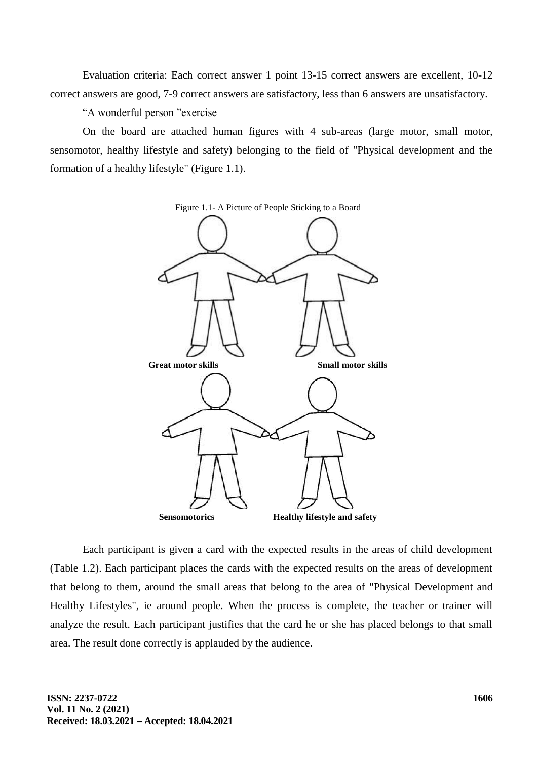Evaluation criteria: Each correct answer 1 point 13-15 correct answers are excellent, 10-12 correct answers are good, 7-9 correct answers are satisfactory, less than 6 answers are unsatisfactory.

"A wonderful person "exercise

On the board are attached human figures with 4 sub-areas (large motor, small motor, sensomotor, healthy lifestyle and safety) belonging to the field of "Physical development and the formation of a healthy lifestyle" (Figure 1.1).

Figure 1.1- A Picture of People Sticking to a Board

**Great motor skills** **Small motor skills**

**Sensomotorics** **Healthy lifestyle and safety**

Each participant is given a card with the expected results in the areas of child development (Table 1.2). Each participant places the cards with the expected results on the areas of development that belong to them, around the small areas that belong to the area of "Physical Development and Healthy Lifestyles", ie around people. When the process is complete, the teacher or trainer will analyze the result. Each participant justifies that the card he or she has placed belongs to that small area. The result done correctly is applauded by the audience.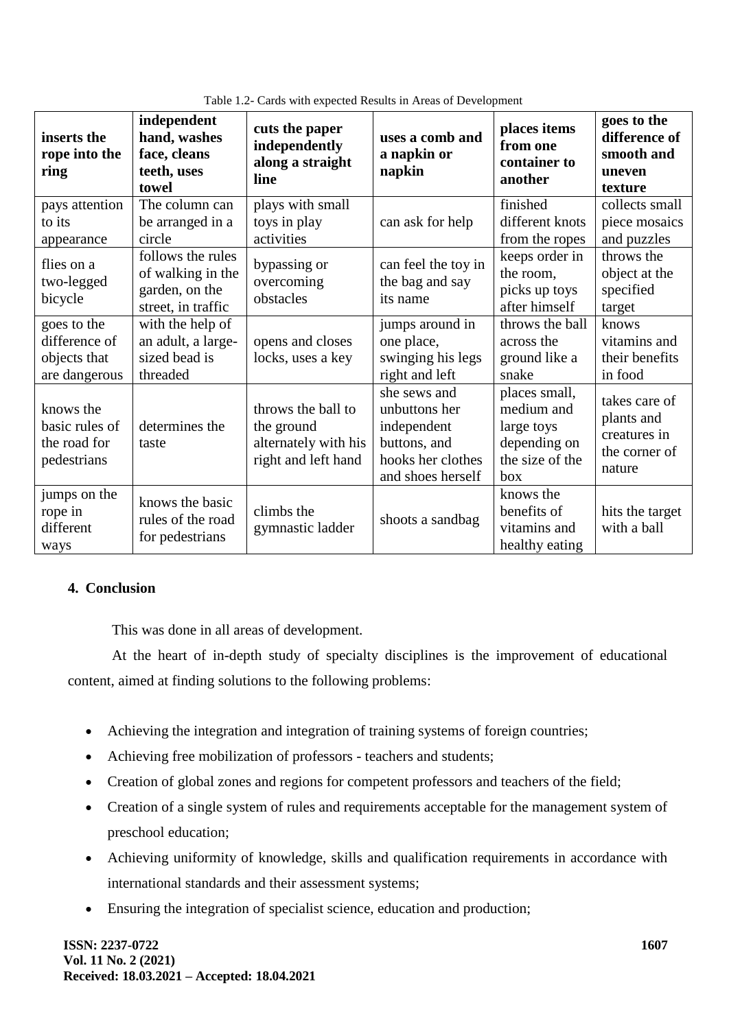Table 1.2- Cards with expected Results in Areas of Development

| **inserts the rope into the ring** | **independent hand, washes face, cleans teeth, uses towel** | **cuts the paper independently along a straight line** | **uses a comb and a napkin or napkin** | **places items from one container to another** | **goes to the difference of smooth and uneven texture** |
|---|---|---|---|---|---|
| pays attention to its appearance | The column can be arranged in a circle | plays with small toys in play activities | can ask for help | finished different knots from the ropes | collects small piece mosaics and puzzles |
| flies on a two-legged bicycle | follows the rules of walking in the garden, on the street, in traffic | bypassing or overcoming obstacles | can feel the toy in the bag and say its name | keeps order in the room, picks up toys after himself | throws the object at the specified target |
| goes to the difference of objects that are dangerous | with the help of an adult, a large-sized bead is threaded | opens and closes locks, uses a key | jumps around in one place, swinging his legs right and left | throws the ball across the ground like a snake | knows vitamins and their benefits in food |
| knows the basic rules of the road for pedestrians | determines the taste | throws the ball to the ground alternately with his right and left hand | she sews and unbuttons her independent buttons, and hooks her clothes and shoes herself | places small, medium and large toys depending on the size of the box | takes care of plants and creatures in the corner of nature |
| jumps on the rope in different ways | knows the basic rules of the road for pedestrians | climbs the gymnastic ladder | shoots a sandbag | knows the benefits of vitamins and healthy eating | hits the target with a ball |

## 4. Conclusion

This was done in all areas of development.

At the heart of in-depth study of specialty disciplines is the improvement of educational content, aimed at finding solutions to the following problems:

- Achieving the integration and integration of training systems of foreign countries;
- Achieving free mobilization of professors - teachers and students;
- Creation of global zones and regions for competent professors and teachers of the field;
- Creation of a single system of rules and requirements acceptable for the management system of preschool education;
- Achieving uniformity of knowledge, skills and qualification requirements in accordance with international standards and their assessment systems;
- Ensuring the integration of specialist science, education and production;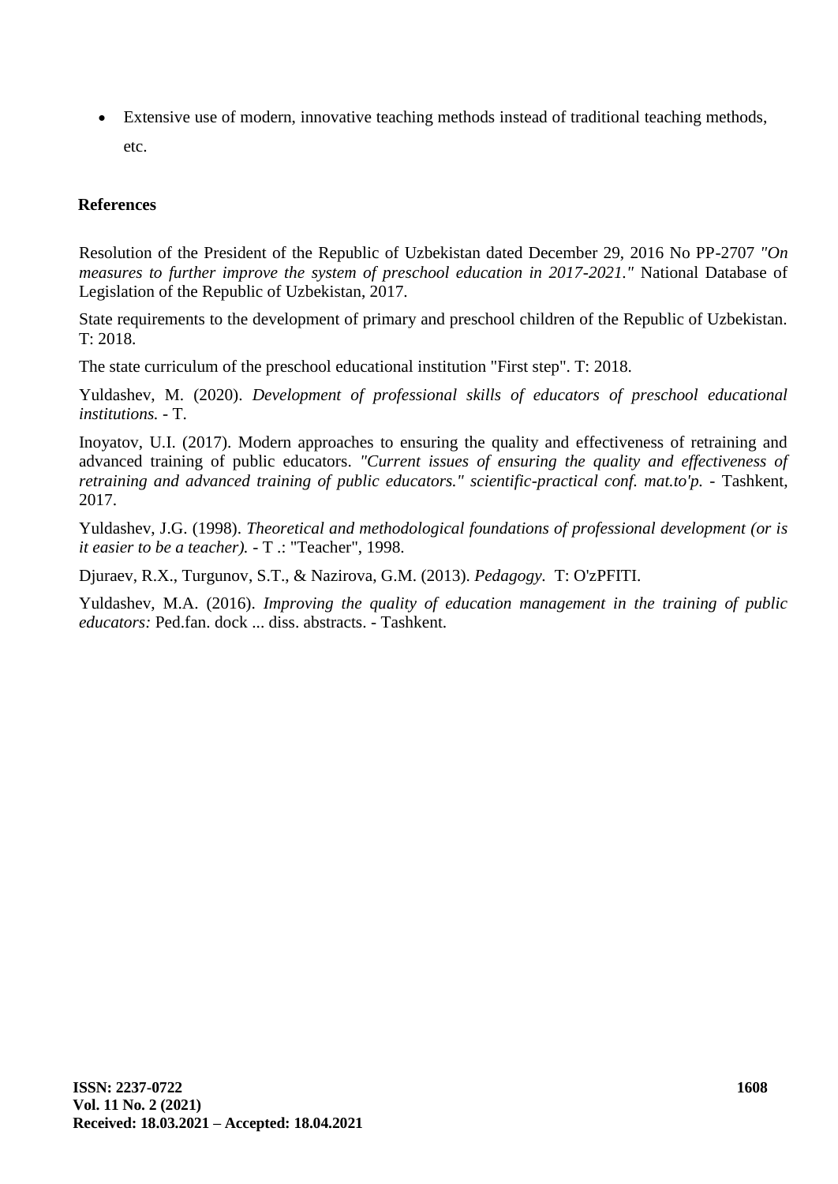- Extensive use of modern, innovative teaching methods instead of traditional teaching methods, etc.

## References

Resolution of the President of the Republic of Uzbekistan dated December 29, 2016 No PP-2707 *"On measures to further improve the system of preschool education in 2017-2021."* National Database of Legislation of the Republic of Uzbekistan, 2017.

State requirements to the development of primary and preschool children of the Republic of Uzbekistan. T: 2018.

The state curriculum of the preschool educational institution "First step". T: 2018.

Yuldashev, M. (2020). *Development of professional skills of educators of preschool educational institutions.* - T.

Inoyatov, U.I. (2017). Modern approaches to ensuring the quality and effectiveness of retraining and advanced training of public educators. *"Current issues of ensuring the quality and effectiveness of retraining and advanced training of public educators." scientific-practical conf. mat.to'p.* - Tashkent, 2017.

Yuldashev, J.G. (1998). *Theoretical and methodological foundations of professional development (or is it easier to be a teacher).* - T .: "Teacher", 1998.

Djuraev, R.X., Turgunov, S.T., & Nazirova, G.M. (2013). *Pedagogy.* T: O'zPFITI.

Yuldashev, M.A. (2016). *Improving the quality of education management in the training of public educators:* Ped.fan. dock ... diss. abstracts. - Tashkent.